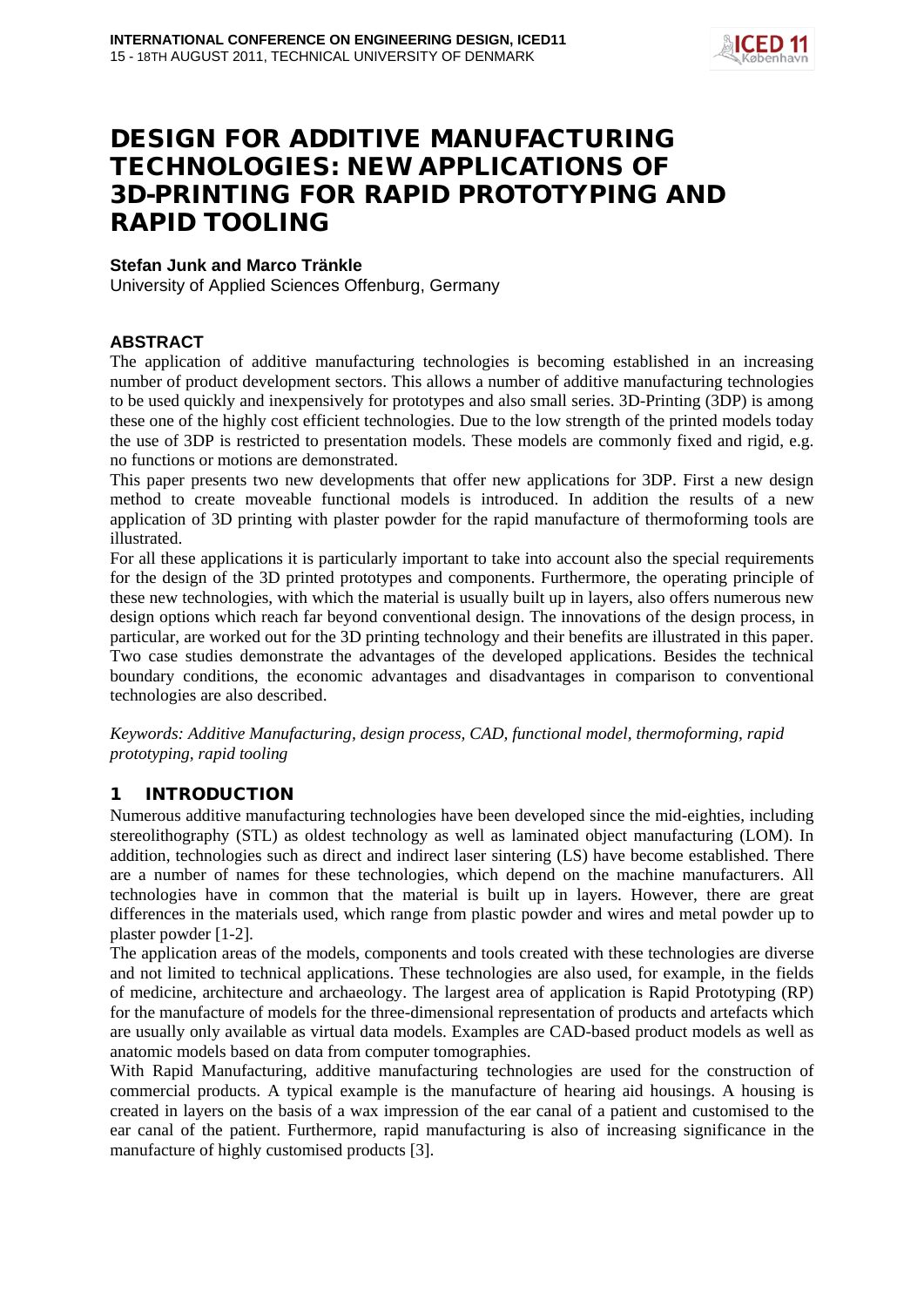# DESIGN FOR ADDITIVE MANUFACTURING TECHNOLOGIES: NEW APPLICATIONS OF 3D-PRINTING FOR RAPID PROTOTYPING AND RAPID TOOLING

**Stefan Junk and Marco Tränkle**
University of Applied Sciences Offenburg, Germany

## ABSTRACT

The application of additive manufacturing technologies is becoming established in an increasing number of product development sectors. This allows a number of additive manufacturing technologies to be used quickly and inexpensively for prototypes and also small series. 3D-Printing (3DP) is among these one of the highly cost efficient technologies. Due to the low strength of the printed models today the use of 3DP is restricted to presentation models. These models are commonly fixed and rigid, e.g. no functions or motions are demonstrated.
This paper presents two new developments that offer new applications for 3DP. First a new design method to create moveable functional models is introduced. In addition the results of a new application of 3D printing with plaster powder for the rapid manufacture of thermoforming tools are illustrated.
For all these applications it is particularly important to take into account also the special requirements for the design of the 3D printed prototypes and components. Furthermore, the operating principle of these new technologies, with which the material is usually built up in layers, also offers numerous new design options which reach far beyond conventional design. The innovations of the design process, in particular, are worked out for the 3D printing technology and their benefits are illustrated in this paper. Two case studies demonstrate the advantages of the developed applications. Besides the technical boundary conditions, the economic advantages and disadvantages in comparison to conventional technologies are also described.

*Keywords: Additive Manufacturing, design process, CAD, functional model, thermoforming, rapid prototyping, rapid tooling*

## 1 INTRODUCTION

Numerous additive manufacturing technologies have been developed since the mid-eighties, including stereolithography (STL) as oldest technology as well as laminated object manufacturing (LOM). In addition, technologies such as direct and indirect laser sintering (LS) have become established. There are a number of names for these technologies, which depend on the machine manufacturers. All technologies have in common that the material is built up in layers. However, there are great differences in the materials used, which range from plastic powder and wires and metal powder up to plaster powder [1-2].
The application areas of the models, components and tools created with these technologies are diverse and not limited to technical applications. These technologies are also used, for example, in the fields of medicine, architecture and archaeology. The largest area of application is Rapid Prototyping (RP) for the manufacture of models for the three-dimensional representation of products and artefacts which are usually only available as virtual data models. Examples are CAD-based product models as well as anatomic models based on data from computer tomographies.
With Rapid Manufacturing, additive manufacturing technologies are used for the construction of commercial products. A typical example is the manufacture of hearing aid housings. A housing is created in layers on the basis of a wax impression of the ear canal of a patient and customised to the ear canal of the patient. Furthermore, rapid manufacturing is also of increasing significance in the manufacture of highly customised products [3].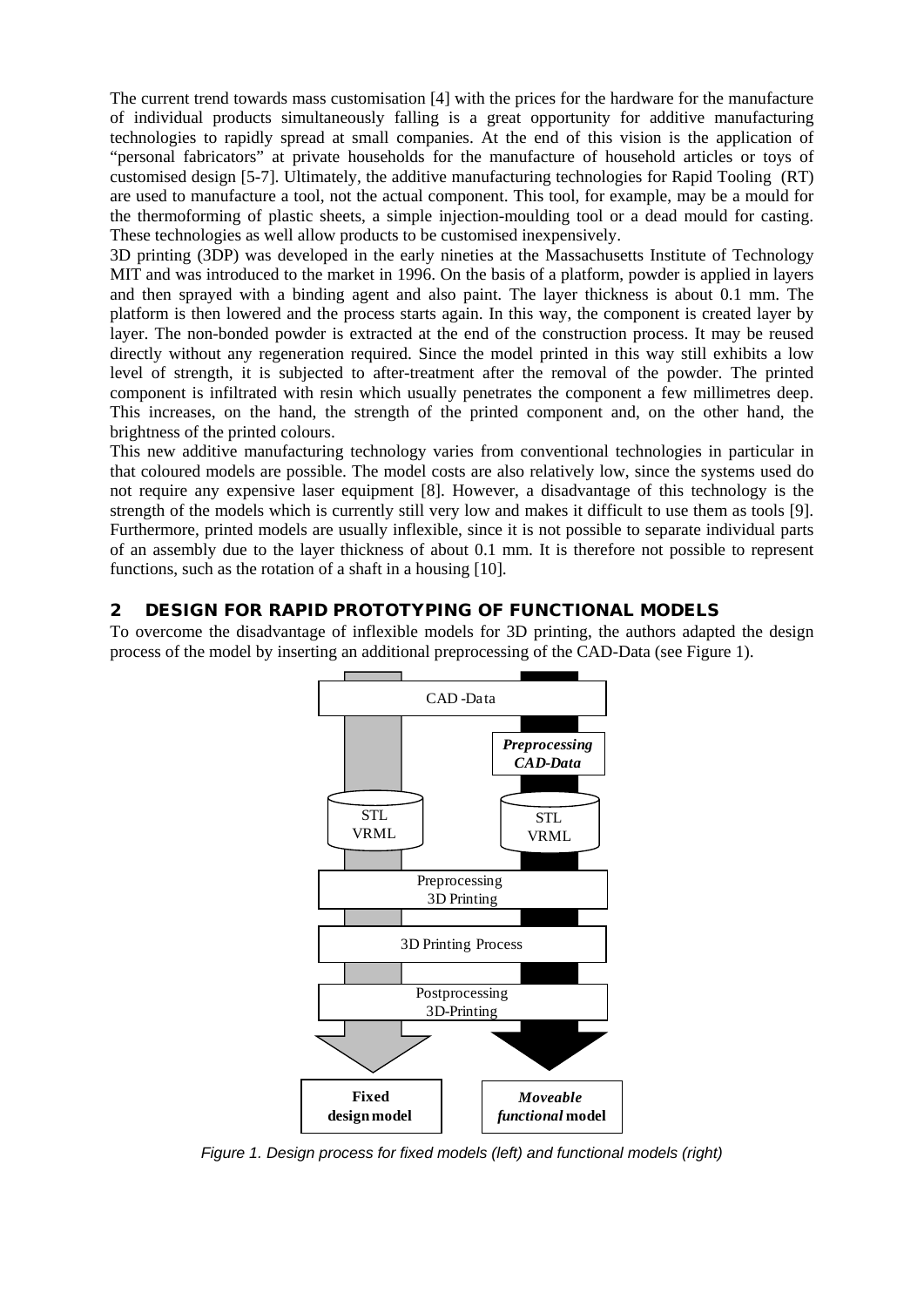The current trend towards mass customisation [4] with the prices for the hardware for the manufacture of individual products simultaneously falling is a great opportunity for additive manufacturing technologies to rapidly spread at small companies. At the end of this vision is the application of "personal fabricators" at private households for the manufacture of household articles or toys of customised design [5-7]. Ultimately, the additive manufacturing technologies for Rapid Tooling (RT) are used to manufacture a tool, not the actual component. This tool, for example, may be a mould for the thermoforming of plastic sheets, a simple injection-moulding tool or a dead mould for casting. These technologies as well allow products to be customised inexpensively.

3D printing (3DP) was developed in the early nineties at the Massachusetts Institute of Technology MIT and was introduced to the market in 1996. On the basis of a platform, powder is applied in layers and then sprayed with a binding agent and also paint. The layer thickness is about 0.1 mm. The platform is then lowered and the process starts again. In this way, the component is created layer by layer. The non-bonded powder is extracted at the end of the construction process. It may be reused directly without any regeneration required. Since the model printed in this way still exhibits a low level of strength, it is subjected to after-treatment after the removal of the powder. The printed component is infiltrated with resin which usually penetrates the component a few millimetres deep. This increases, on the hand, the strength of the printed component and, on the other hand, the brightness of the printed colours.

This new additive manufacturing technology varies from conventional technologies in particular in that coloured models are possible. The model costs are also relatively low, since the systems used do not require any expensive laser equipment [8]. However, a disadvantage of this technology is the strength of the models which is currently still very low and makes it difficult to use them as tools [9]. Furthermore, printed models are usually inflexible, since it is not possible to separate individual parts of an assembly due to the layer thickness of about 0.1 mm. It is therefore not possible to represent functions, such as the rotation of a shaft in a housing [10].

## 2 DESIGN FOR RAPID PROTOTYPING OF FUNCTIONAL MODELS

To overcome the disadvantage of inflexible models for 3D printing, the authors adapted the design process of the model by inserting an additional preprocessing of the CAD-Data (see Figure 1).

CAD-Data

*Preprocessing CAD-Data*

STL VRML | STL VRML

Preprocessing 3D Printing

3D Printing Process

Postprocessing 3D-Printing

**Fixed design model** | ***Moveable functional* model**

*Figure 1. Design process for fixed models (left) and functional models (right)*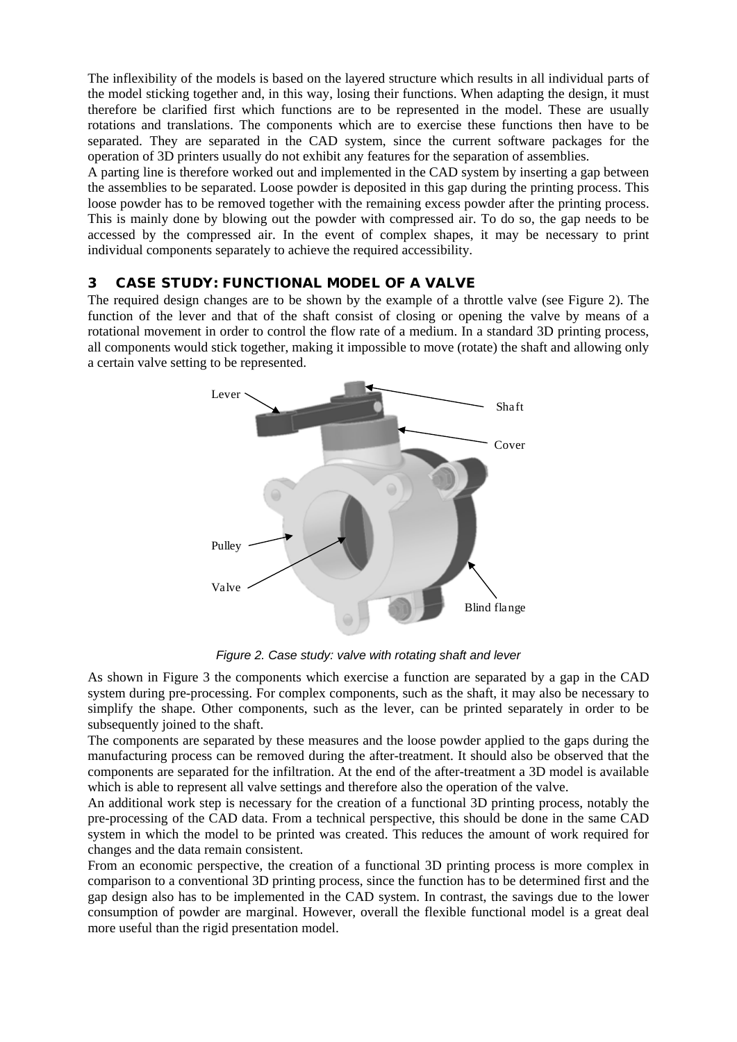The inflexibility of the models is based on the layered structure which results in all individual parts of the model sticking together and, in this way, losing their functions. When adapting the design, it must therefore be clarified first which functions are to be represented in the model. These are usually rotations and translations. The components which are to exercise these functions then have to be separated. They are separated in the CAD system, since the current software packages for the operation of 3D printers usually do not exhibit any features for the separation of assemblies.

A parting line is therefore worked out and implemented in the CAD system by inserting a gap between the assemblies to be separated. Loose powder is deposited in this gap during the printing process. This loose powder has to be removed together with the remaining excess powder after the printing process. This is mainly done by blowing out the powder with compressed air. To do so, the gap needs to be accessed by the compressed air. In the event of complex shapes, it may be necessary to print individual components separately to achieve the required accessibility.

## 3 CASE STUDY: FUNCTIONAL MODEL OF A VALVE

The required design changes are to be shown by the example of a throttle valve (see Figure 2). The function of the lever and that of the shaft consist of closing or opening the valve by means of a rotational movement in order to control the flow rate of a medium. In a standard 3D printing process, all components would stick together, making it impossible to move (rotate) the shaft and allowing only a certain valve setting to be represented.

*Figure 2. Case study: valve with rotating shaft and lever*

As shown in Figure 3 the components which exercise a function are separated by a gap in the CAD system during pre-processing. For complex components, such as the shaft, it may also be necessary to simplify the shape. Other components, such as the lever, can be printed separately in order to be subsequently joined to the shaft.

The components are separated by these measures and the loose powder applied to the gaps during the manufacturing process can be removed during the after-treatment. It should also be observed that the components are separated for the infiltration. At the end of the after-treatment a 3D model is available which is able to represent all valve settings and therefore also the operation of the valve.

An additional work step is necessary for the creation of a functional 3D printing process, notably the pre-processing of the CAD data. From a technical perspective, this should be done in the same CAD system in which the model to be printed was created. This reduces the amount of work required for changes and the data remain consistent.

From an economic perspective, the creation of a functional 3D printing process is more complex in comparison to a conventional 3D printing process, since the function has to be determined first and the gap design also has to be implemented in the CAD system. In contrast, the savings due to the lower consumption of powder are marginal. However, overall the flexible functional model is a great deal more useful than the rigid presentation model.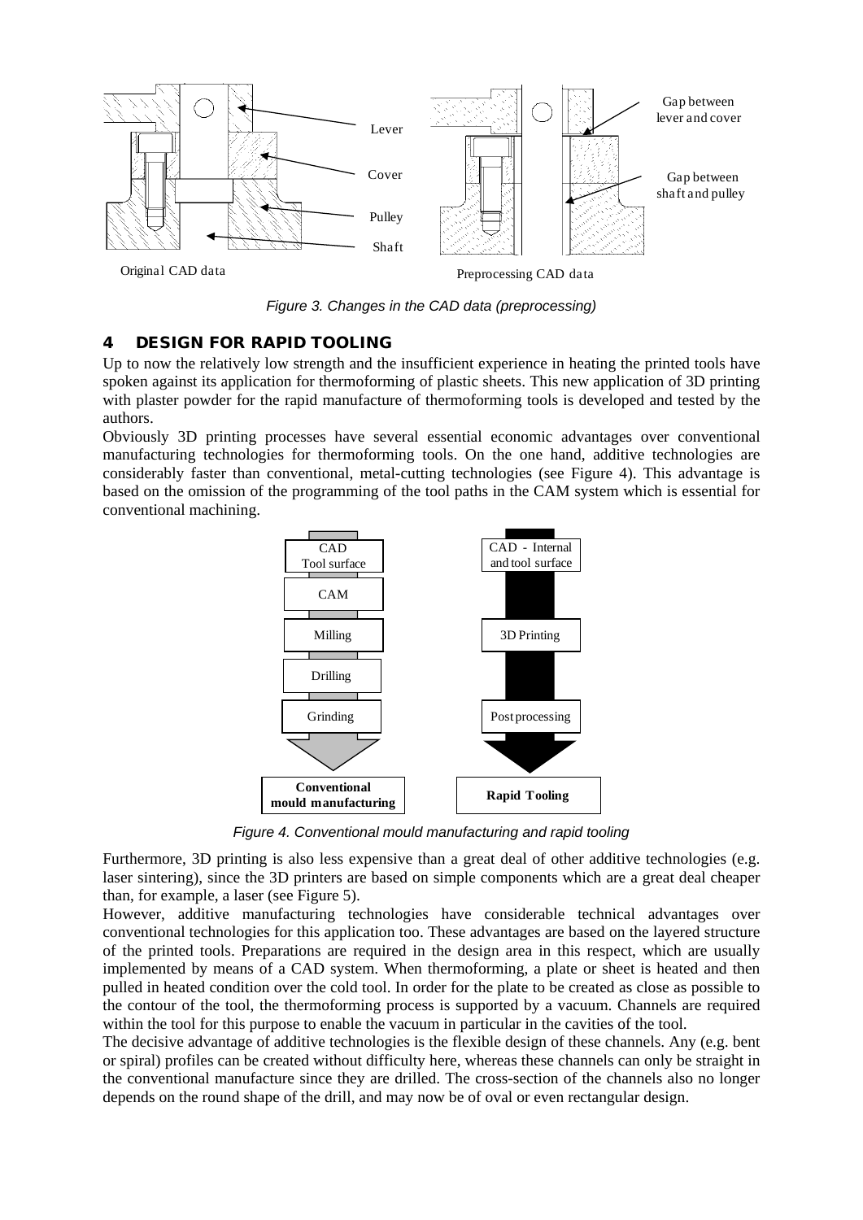*Figure 3. Changes in the CAD data (preprocessing)*

## 4 DESIGN FOR RAPID TOOLING

Up to now the relatively low strength and the insufficient experience in heating the printed tools have spoken against its application for thermoforming of plastic sheets. This new application of 3D printing with plaster powder for the rapid manufacture of thermoforming tools is developed and tested by the authors.

Obviously 3D printing processes have several essential economic advantages over conventional manufacturing technologies for thermoforming tools. On the one hand, additive technologies are considerably faster than conventional, metal-cutting technologies (see Figure 4). This advantage is based on the omission of the programming of the tool paths in the CAM system which is essential for conventional machining.

*Figure 4. Conventional mould manufacturing and rapid tooling*

Furthermore, 3D printing is also less expensive than a great deal of other additive technologies (e.g. laser sintering), since the 3D printers are based on simple components which are a great deal cheaper than, for example, a laser (see Figure 5).

However, additive manufacturing technologies have considerable technical advantages over conventional technologies for this application too. These advantages are based on the layered structure of the printed tools. Preparations are required in the design area in this respect, which are usually implemented by means of a CAD system. When thermoforming, a plate or sheet is heated and then pulled in heated condition over the cold tool. In order for the plate to be created as close as possible to the contour of the tool, the thermoforming process is supported by a vacuum. Channels are required within the tool for this purpose to enable the vacuum in particular in the cavities of the tool.

The decisive advantage of additive technologies is the flexible design of these channels. Any (e.g. bent or spiral) profiles can be created without difficulty here, whereas these channels can only be straight in the conventional manufacture since they are drilled. The cross-section of the channels also no longer depends on the round shape of the drill, and may now be of oval or even rectangular design.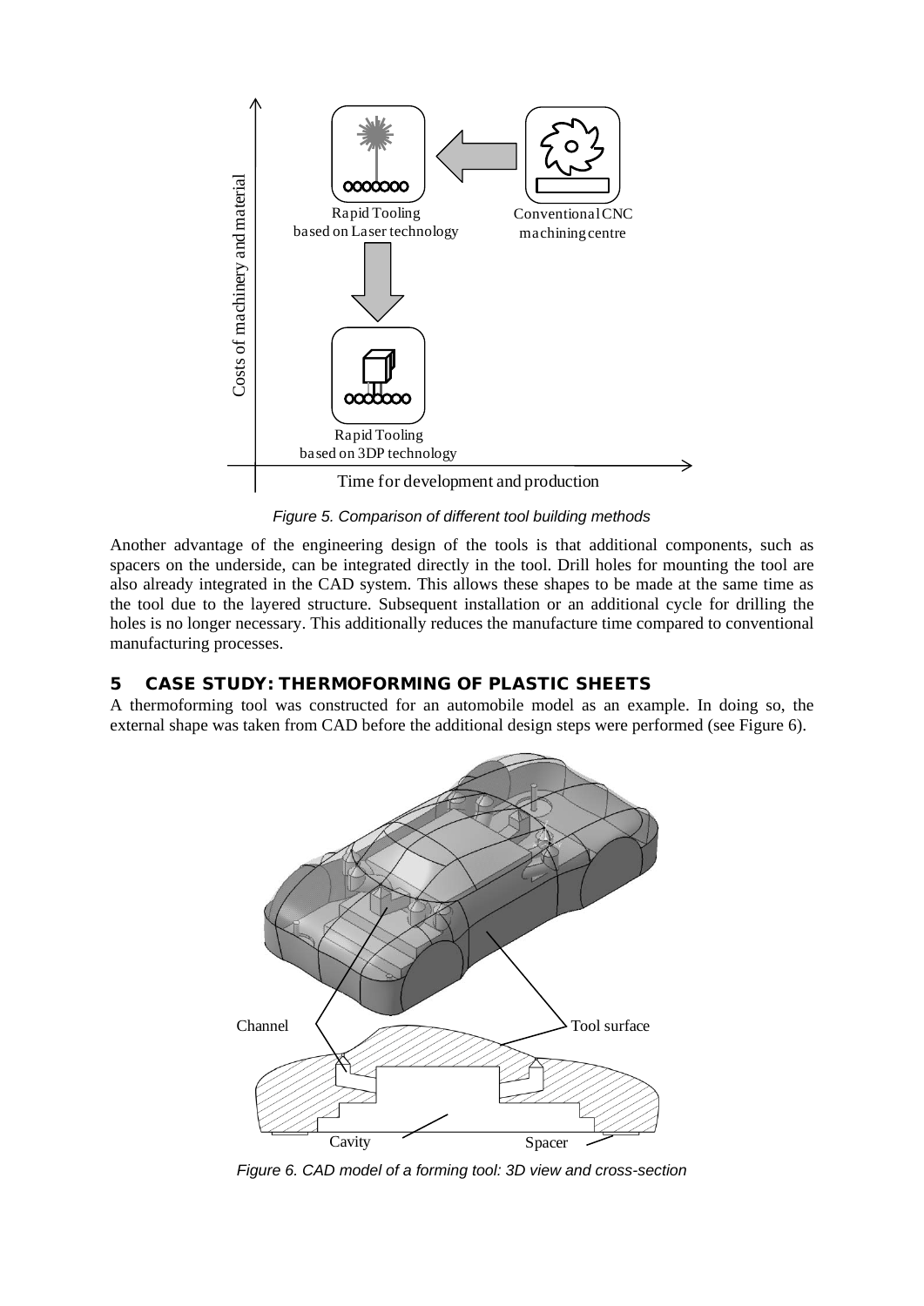Figure 5. Comparison of different tool building methods

Another advantage of the engineering design of the tools is that additional components, such as spacers on the underside, can be integrated directly in the tool. Drill holes for mounting the tool are also already integrated in the CAD system. This allows these shapes to be made at the same time as the tool due to the layered structure. Subsequent installation or an additional cycle for drilling the holes is no longer necessary. This additionally reduces the manufacture time compared to conventional manufacturing processes.

## 5 CASE STUDY: THERMOFORMING OF PLASTIC SHEETS

A thermoforming tool was constructed for an automobile model as an example. In doing so, the external shape was taken from CAD before the additional design steps were performed (see Figure 6).

Figure 6. CAD model of a forming tool: 3D view and cross-section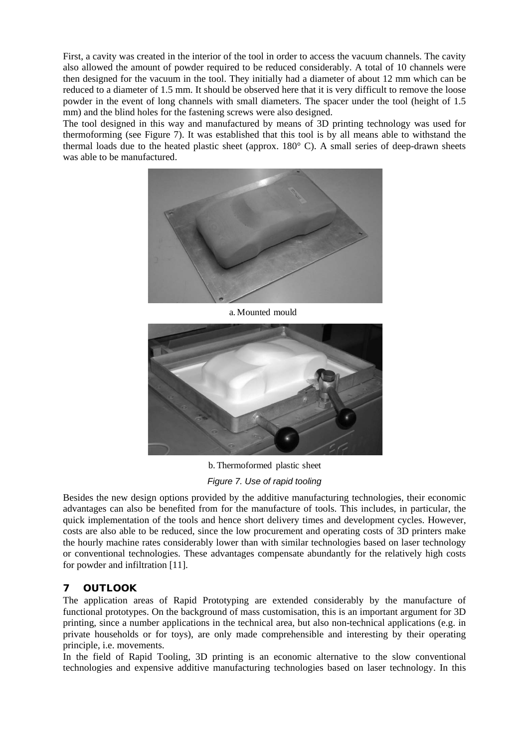First, a cavity was created in the interior of the tool in order to access the vacuum channels. The cavity also allowed the amount of powder required to be reduced considerably. A total of 10 channels were then designed for the vacuum in the tool. They initially had a diameter of about 12 mm which can be reduced to a diameter of 1.5 mm. It should be observed here that it is very difficult to remove the loose powder in the event of long channels with small diameters. The spacer under the tool (height of 1.5 mm) and the blind holes for the fastening screws were also designed.

The tool designed in this way and manufactured by means of 3D printing technology was used for thermoforming (see Figure 7). It was established that this tool is by all means able to withstand the thermal loads due to the heated plastic sheet (approx. 180° C). A small series of deep-drawn sheets was able to be manufactured.

a. Mounted mould

b. Thermoformed plastic sheet

*Figure 7. Use of rapid tooling*

Besides the new design options provided by the additive manufacturing technologies, their economic advantages can also be benefited from for the manufacture of tools. This includes, in particular, the quick implementation of the tools and hence short delivery times and development cycles. However, costs are also able to be reduced, since the low procurement and operating costs of 3D printers make the hourly machine rates considerably lower than with similar technologies based on laser technology or conventional technologies. These advantages compensate abundantly for the relatively high costs for powder and infiltration [11].

## 7 OUTLOOK

The application areas of Rapid Prototyping are extended considerably by the manufacture of functional prototypes. On the background of mass customisation, this is an important argument for 3D printing, since a number applications in the technical area, but also non-technical applications (e.g. in private households or for toys), are only made comprehensible and interesting by their operating principle, i.e. movements.

In the field of Rapid Tooling, 3D printing is an economic alternative to the slow conventional technologies and expensive additive manufacturing technologies based on laser technology. In this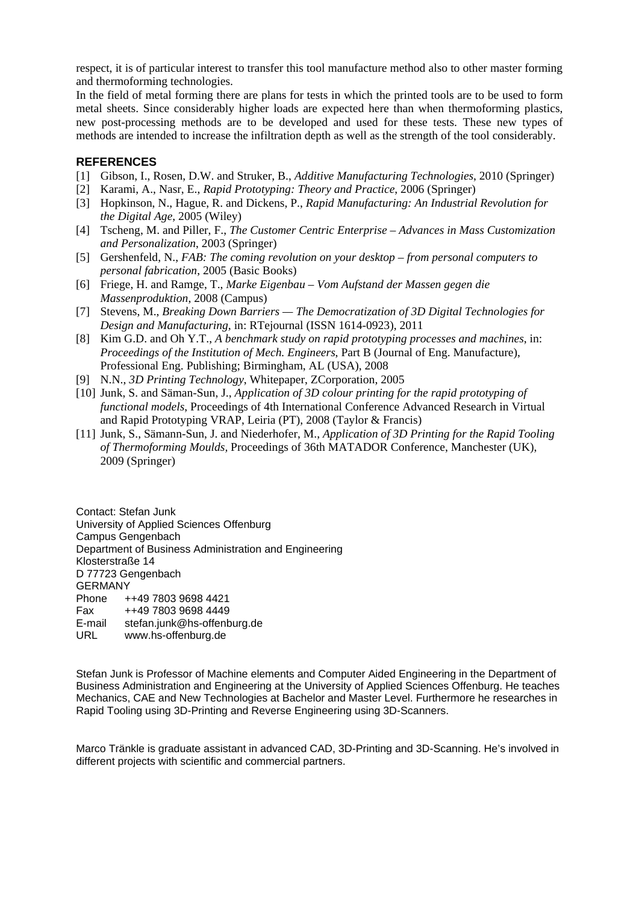respect, it is of particular interest to transfer this tool manufacture method also to other master forming and thermoforming technologies.

In the field of metal forming there are plans for tests in which the printed tools are to be used to form metal sheets. Since considerably higher loads are expected here than when thermoforming plastics, new post-processing methods are to be developed and used for these tests. These new types of methods are intended to increase the infiltration depth as well as the strength of the tool considerably.

## REFERENCES

[1] Gibson, I., Rosen, D.W. and Struker, B., *Additive Manufacturing Technologies*, 2010 (Springer)

[2] Karami, A., Nasr, E., *Rapid Prototyping: Theory and Practice*, 2006 (Springer)

[3] Hopkinson, N., Hague, R. and Dickens, P., *Rapid Manufacturing: An Industrial Revolution for the Digital Age*, 2005 (Wiley)

[4] Tscheng, M. and Piller, F., *The Customer Centric Enterprise – Advances in Mass Customization and Personalization*, 2003 (Springer)

[5] Gershenfeld, N., *FAB: The coming revolution on your desktop – from personal computers to personal fabrication*, 2005 (Basic Books)

[6] Friege, H. and Ramge, T., *Marke Eigenbau – Vom Aufstand der Massen gegen die Massenproduktion*, 2008 (Campus)

[7] Stevens, M., *Breaking Down Barriers — The Democratization of 3D Digital Technologies for Design and Manufacturing*, in: RTejournal (ISSN 1614-0923), 2011

[8] Kim G.D. and Oh Y.T., *A benchmark study on rapid prototyping processes and machines*, in: *Proceedings of the Institution of Mech. Engineers*, Part B (Journal of Eng. Manufacture), Professional Eng. Publishing; Birmingham, AL (USA), 2008

[9] N.N., *3D Printing Technology*, Whitepaper, ZCorporation, 2005

[10] Junk, S. and Säman-Sun, J., *Application of 3D colour printing for the rapid prototyping of functional models*, Proceedings of 4th International Conference Advanced Research in Virtual and Rapid Prototyping VRAP, Leiria (PT), 2008 (Taylor & Francis)

[11] Junk, S., Sämann-Sun, J. and Niederhofer, M., *Application of 3D Printing for the Rapid Tooling of Thermoforming Moulds*, Proceedings of 36th MATADOR Conference, Manchester (UK), 2009 (Springer)

Contact: Stefan Junk
University of Applied Sciences Offenburg
Campus Gengenbach
Department of Business Administration and Engineering
Klosterstraße 14
D 77723 Gengenbach
GERMANY
Phone ++49 7803 9698 4421
Fax ++49 7803 9698 4449
E-mail stefan.junk@hs-offenburg.de
URL www.hs-offenburg.de

Stefan Junk is Professor of Machine elements and Computer Aided Engineering in the Department of Business Administration and Engineering at the University of Applied Sciences Offenburg. He teaches Mechanics, CAE and New Technologies at Bachelor and Master Level. Furthermore he researches in Rapid Tooling using 3D-Printing and Reverse Engineering using 3D-Scanners.

Marco Tränkle is graduate assistant in advanced CAD, 3D-Printing and 3D-Scanning. He's involved in different projects with scientific and commercial partners.